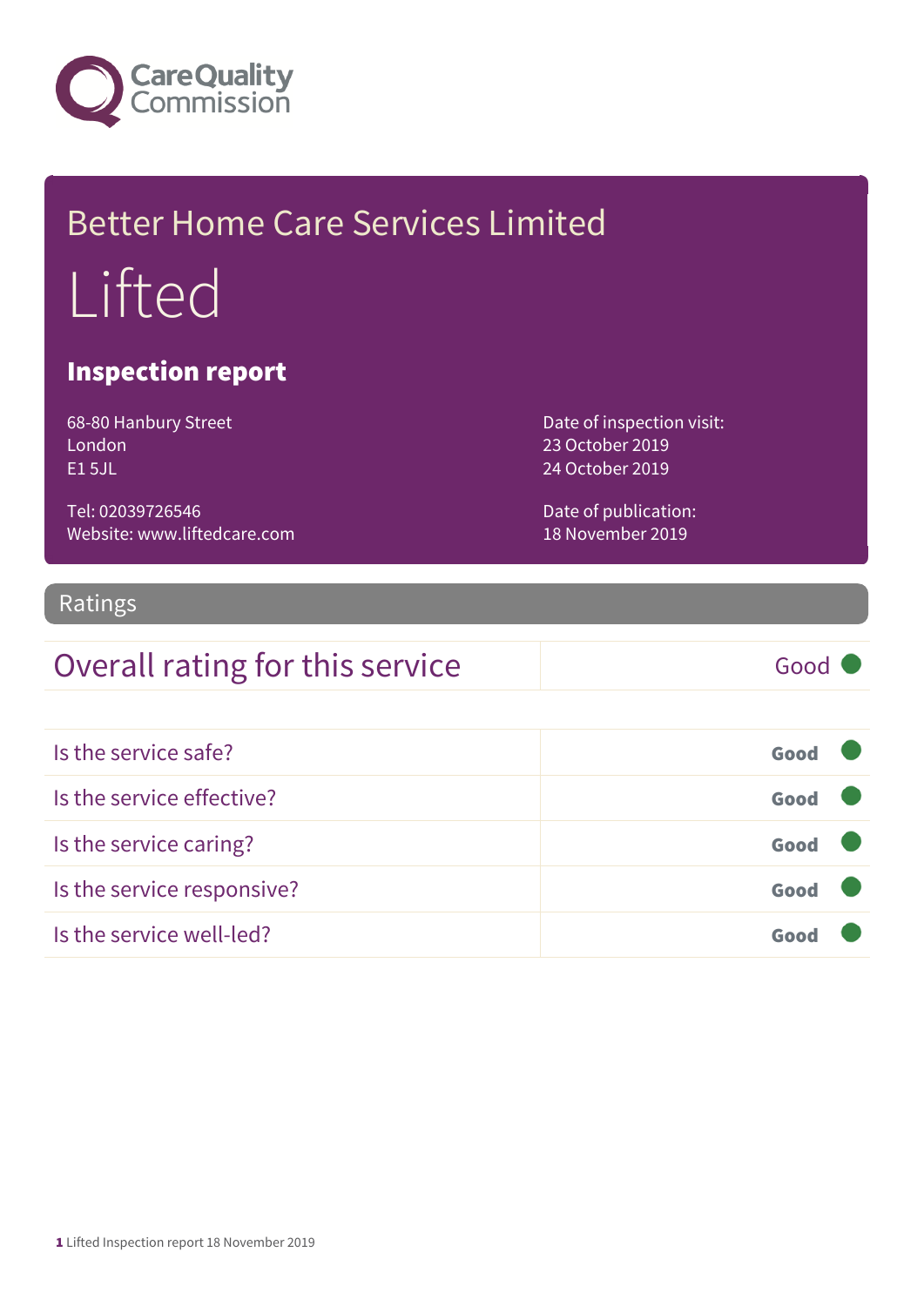Care Quality Commission

# Better Home Care Services Limited

# Lifted

## Inspection report

68-80 Hanbury Street
London
E1 5JL

Tel: 02039726546
Website: www.liftedcare.com

Date of inspection visit:
23 October 2019
24 October 2019

Date of publication:
18 November 2019

## Ratings

| Overall rating for this service | Good |
|---|---|

| | |
|---|---|
| Is the service safe? | Good |
| Is the service effective? | Good |
| Is the service caring? | Good |
| Is the service responsive? | Good |
| Is the service well-led? | Good |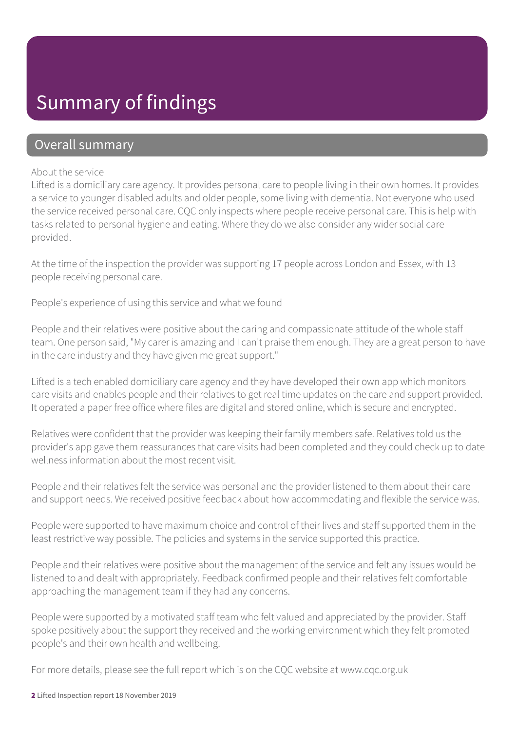# Summary of findings

## Overall summary

About the service

Lifted is a domiciliary care agency. It provides personal care to people living in their own homes. It provides a service to younger disabled adults and older people, some living with dementia. Not everyone who used the service received personal care. CQC only inspects where people receive personal care. This is help with tasks related to personal hygiene and eating. Where they do we also consider any wider social care provided.

At the time of the inspection the provider was supporting 17 people across London and Essex, with 13 people receiving personal care.

People's experience of using this service and what we found

People and their relatives were positive about the caring and compassionate attitude of the whole staff team. One person said, "My carer is amazing and I can't praise them enough. They are a great person to have in the care industry and they have given me great support."

Lifted is a tech enabled domiciliary care agency and they have developed their own app which monitors care visits and enables people and their relatives to get real time updates on the care and support provided. It operated a paper free office where files are digital and stored online, which is secure and encrypted.

Relatives were confident that the provider was keeping their family members safe. Relatives told us the provider's app gave them reassurances that care visits had been completed and they could check up to date wellness information about the most recent visit.

People and their relatives felt the service was personal and the provider listened to them about their care and support needs. We received positive feedback about how accommodating and flexible the service was.

People were supported to have maximum choice and control of their lives and staff supported them in the least restrictive way possible. The policies and systems in the service supported this practice.

People and their relatives were positive about the management of the service and felt any issues would be listened to and dealt with appropriately. Feedback confirmed people and their relatives felt comfortable approaching the management team if they had any concerns.

People were supported by a motivated staff team who felt valued and appreciated by the provider. Staff spoke positively about the support they received and the working environment which they felt promoted people's and their own health and wellbeing.

For more details, please see the full report which is on the CQC website at www.cqc.org.uk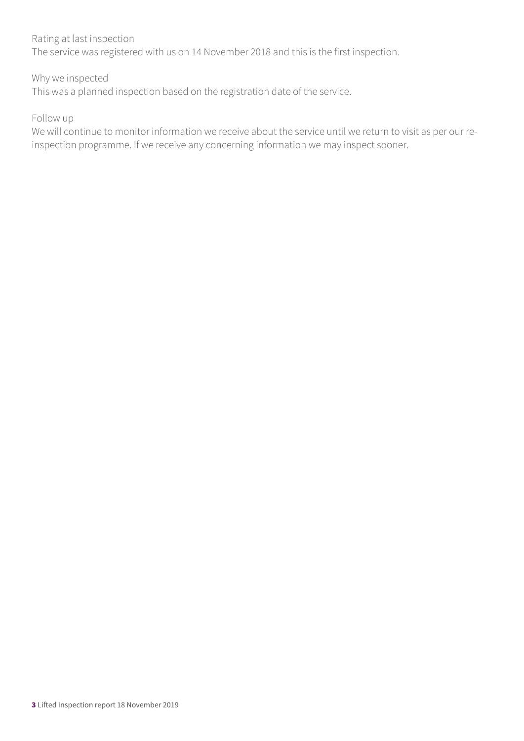Rating at last inspection

The service was registered with us on 14 November 2018 and this is the first inspection.

Why we inspected

This was a planned inspection based on the registration date of the service.

Follow up

We will continue to monitor information we receive about the service until we return to visit as per our re-inspection programme. If we receive any concerning information we may inspect sooner.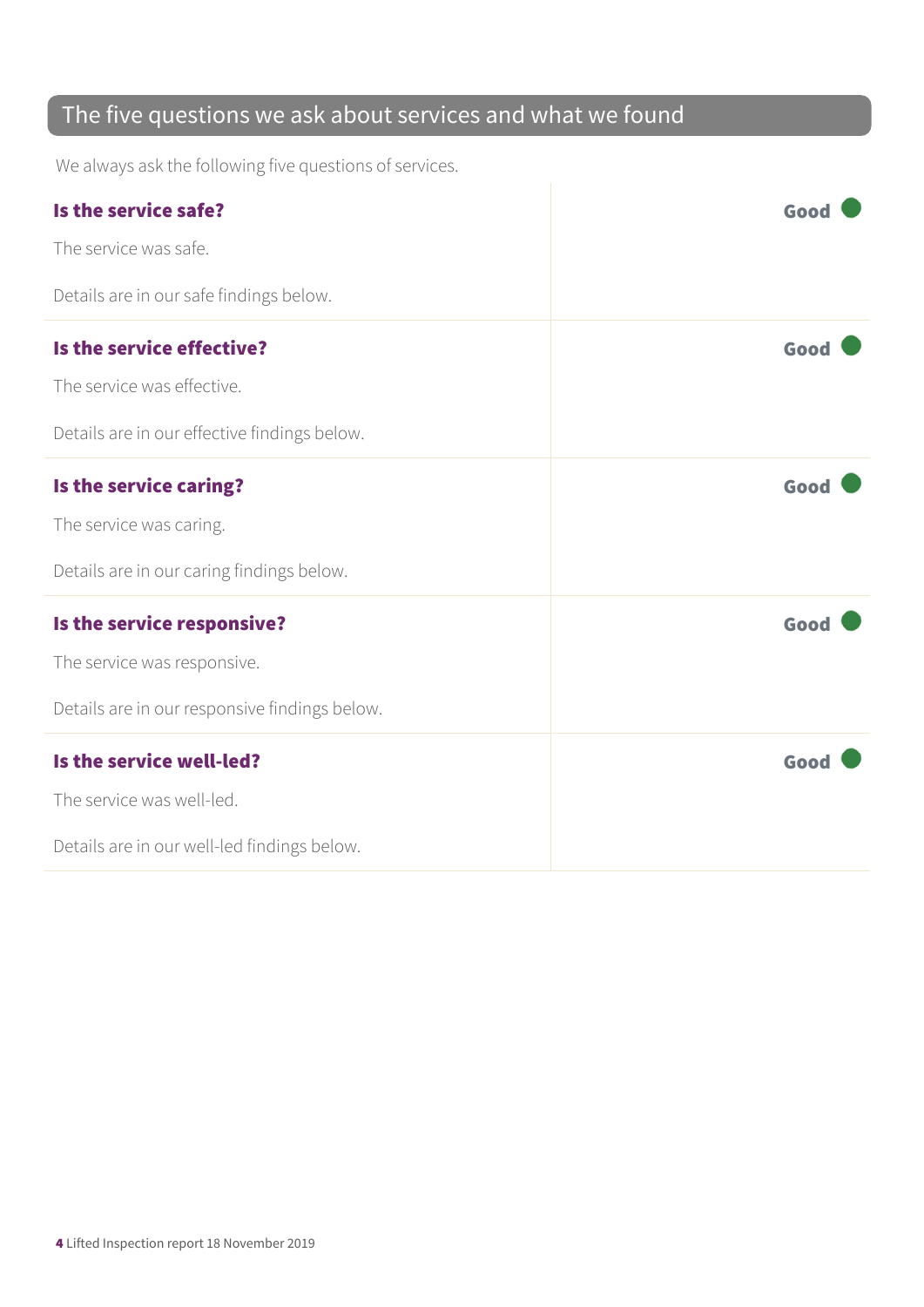## The five questions we ask about services and what we found

We always ask the following five questions of services.

### Is the service safe?

**Good**

The service was safe.

Details are in our safe findings below.

### Is the service effective?

**Good**

The service was effective.

Details are in our effective findings below.

### Is the service caring?

**Good**

The service was caring.

Details are in our caring findings below.

### Is the service responsive?

**Good**

The service was responsive.

Details are in our responsive findings below.

### Is the service well-led?

**Good**

The service was well-led.

Details are in our well-led findings below.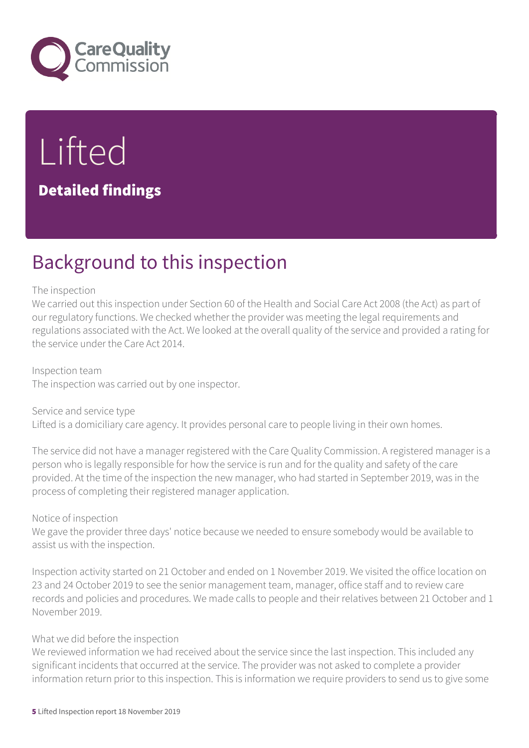# Lifted

## Detailed findings

## Background to this inspection

The inspection
We carried out this inspection under Section 60 of the Health and Social Care Act 2008 (the Act) as part of our regulatory functions. We checked whether the provider was meeting the legal requirements and regulations associated with the Act. We looked at the overall quality of the service and provided a rating for the service under the Care Act 2014.

Inspection team
The inspection was carried out by one inspector.

Service and service type
Lifted is a domiciliary care agency. It provides personal care to people living in their own homes.

The service did not have a manager registered with the Care Quality Commission. A registered manager is a person who is legally responsible for how the service is run and for the quality and safety of the care provided. At the time of the inspection the new manager, who had started in September 2019, was in the process of completing their registered manager application.

Notice of inspection
We gave the provider three days' notice because we needed to ensure somebody would be available to assist us with the inspection.

Inspection activity started on 21 October and ended on 1 November 2019. We visited the office location on 23 and 24 October 2019 to see the senior management team, manager, office staff and to review care records and policies and procedures. We made calls to people and their relatives between 21 October and 1 November 2019.

What we did before the inspection
We reviewed information we had received about the service since the last inspection. This included any significant incidents that occurred at the service. The provider was not asked to complete a provider information return prior to this inspection. This is information we require providers to send us to give some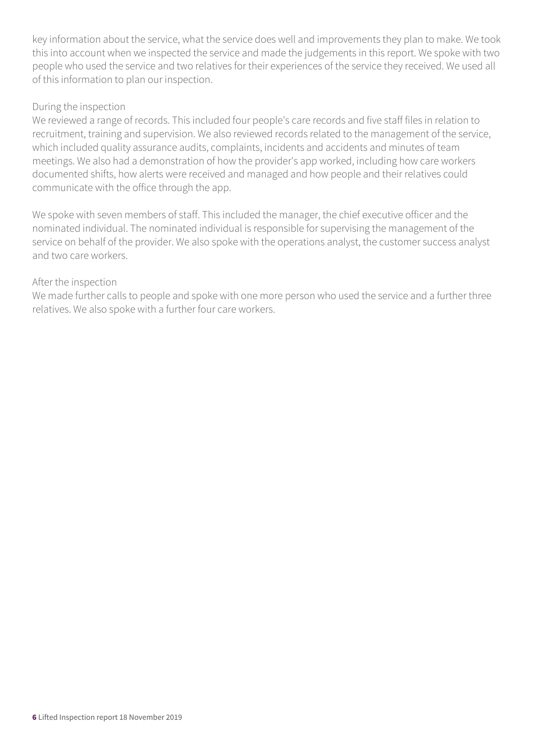key information about the service, what the service does well and improvements they plan to make. We took this into account when we inspected the service and made the judgements in this report. We spoke with two people who used the service and two relatives for their experiences of the service they received. We used all of this information to plan our inspection.

During the inspection

We reviewed a range of records. This included four people's care records and five staff files in relation to recruitment, training and supervision. We also reviewed records related to the management of the service, which included quality assurance audits, complaints, incidents and accidents and minutes of team meetings. We also had a demonstration of how the provider's app worked, including how care workers documented shifts, how alerts were received and managed and how people and their relatives could communicate with the office through the app.

We spoke with seven members of staff. This included the manager, the chief executive officer and the nominated individual. The nominated individual is responsible for supervising the management of the service on behalf of the provider. We also spoke with the operations analyst, the customer success analyst and two care workers.

After the inspection

We made further calls to people and spoke with one more person who used the service and a further three relatives. We also spoke with a further four care workers.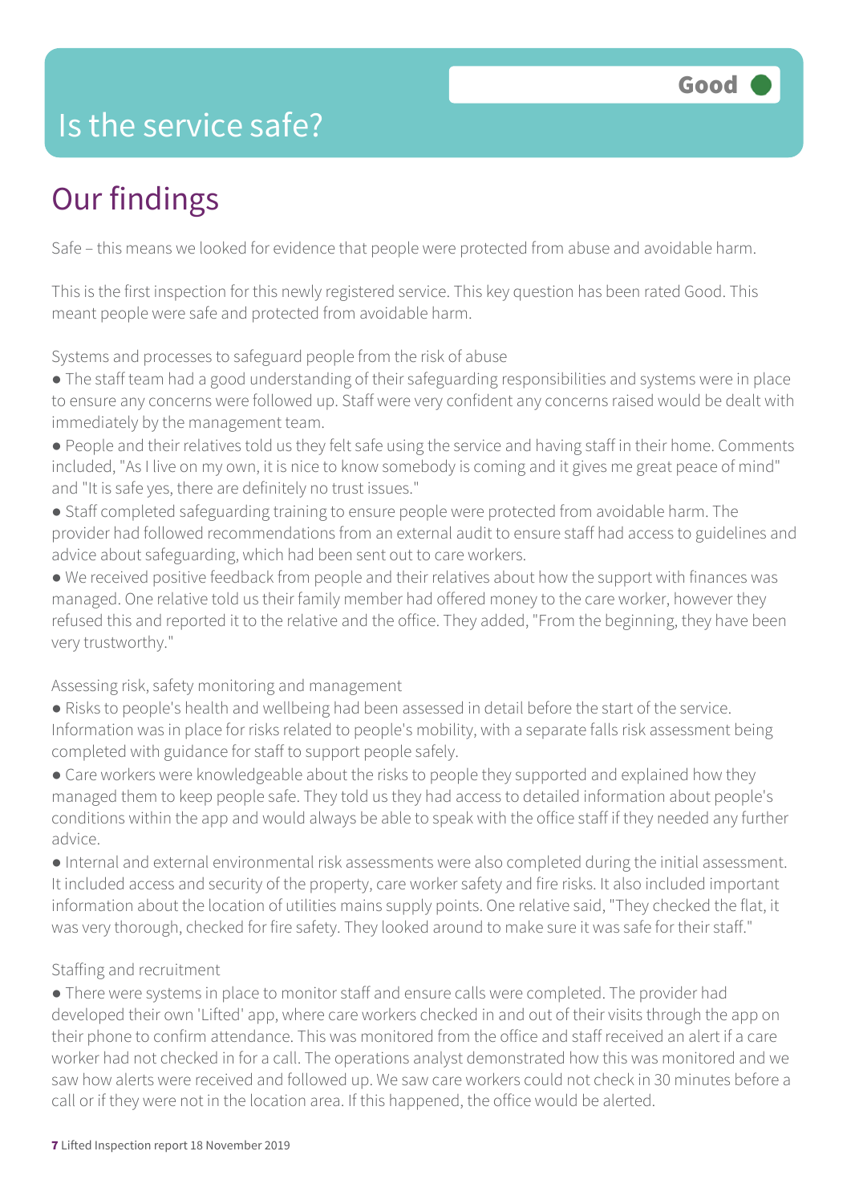# Is the service safe?

**Good**

## Our findings

Safe – this means we looked for evidence that people were protected from abuse and avoidable harm.

This is the first inspection for this newly registered service. This key question has been rated Good. This meant people were safe and protected from avoidable harm.

Systems and processes to safeguard people from the risk of abuse

- The staff team had a good understanding of their safeguarding responsibilities and systems were in place to ensure any concerns were followed up. Staff were very confident any concerns raised would be dealt with immediately by the management team.
- People and their relatives told us they felt safe using the service and having staff in their home. Comments included, "As I live on my own, it is nice to know somebody is coming and it gives me great peace of mind" and "It is safe yes, there are definitely no trust issues."
- Staff completed safeguarding training to ensure people were protected from avoidable harm. The provider had followed recommendations from an external audit to ensure staff had access to guidelines and advice about safeguarding, which had been sent out to care workers.
- We received positive feedback from people and their relatives about how the support with finances was managed. One relative told us their family member had offered money to the care worker, however they refused this and reported it to the relative and the office. They added, "From the beginning, they have been very trustworthy."

Assessing risk, safety monitoring and management

- Risks to people's health and wellbeing had been assessed in detail before the start of the service. Information was in place for risks related to people's mobility, with a separate falls risk assessment being completed with guidance for staff to support people safely.
- Care workers were knowledgeable about the risks to people they supported and explained how they managed them to keep people safe. They told us they had access to detailed information about people's conditions within the app and would always be able to speak with the office staff if they needed any further advice.
- Internal and external environmental risk assessments were also completed during the initial assessment. It included access and security of the property, care worker safety and fire risks. It also included important information about the location of utilities mains supply points. One relative said, "They checked the flat, it was very thorough, checked for fire safety. They looked around to make sure it was safe for their staff."

Staffing and recruitment

- There were systems in place to monitor staff and ensure calls were completed. The provider had developed their own 'Lifted' app, where care workers checked in and out of their visits through the app on their phone to confirm attendance. This was monitored from the office and staff received an alert if a care worker had not checked in for a call. The operations analyst demonstrated how this was monitored and we saw how alerts were received and followed up. We saw care workers could not check in 30 minutes before a call or if they were not in the location area. If this happened, the office would be alerted.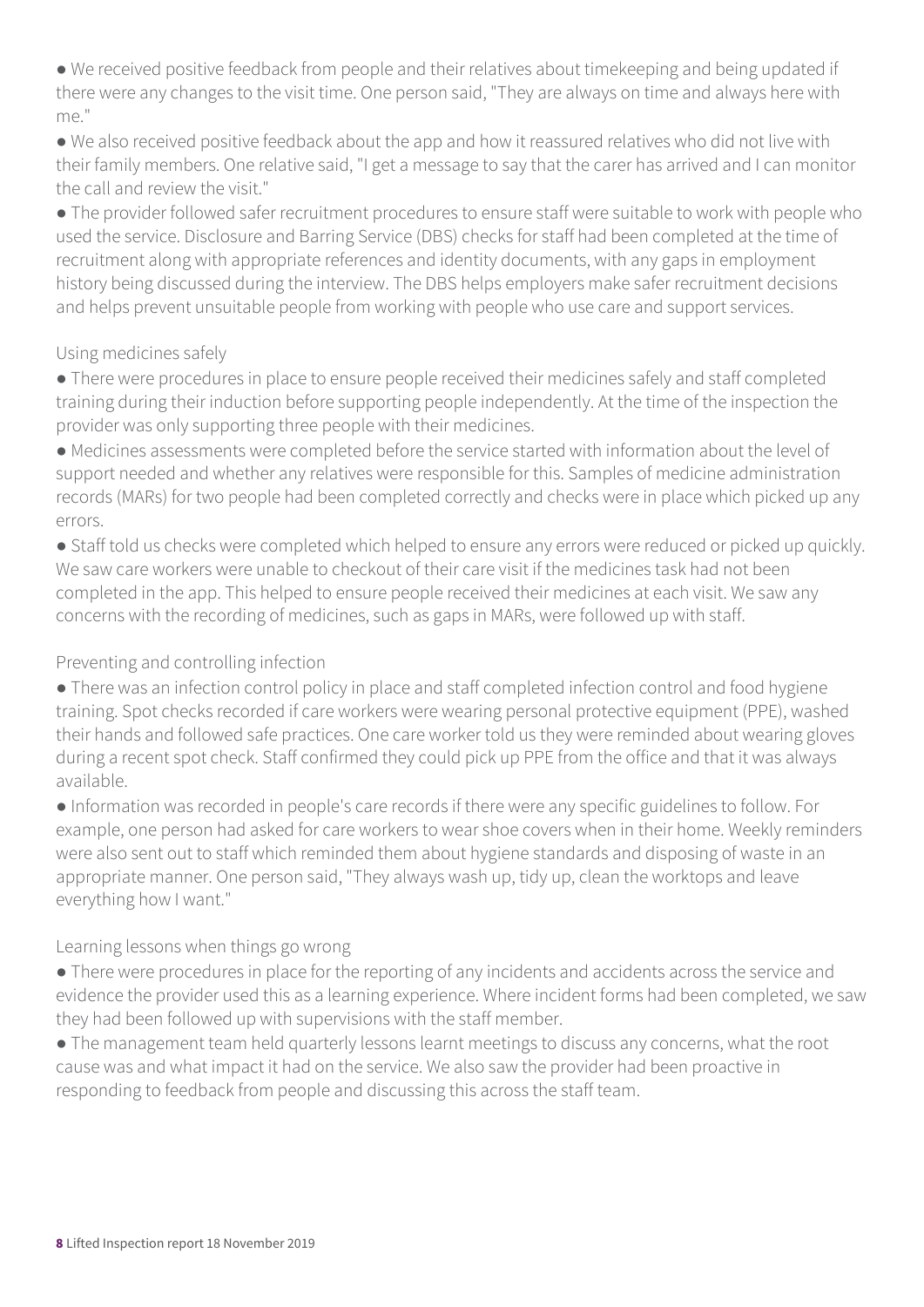- We received positive feedback from people and their relatives about timekeeping and being updated if there were any changes to the visit time. One person said, "They are always on time and always here with me."
- We also received positive feedback about the app and how it reassured relatives who did not live with their family members. One relative said, "I get a message to say that the carer has arrived and I can monitor the call and review the visit."
- The provider followed safer recruitment procedures to ensure staff were suitable to work with people who used the service. Disclosure and Barring Service (DBS) checks for staff had been completed at the time of recruitment along with appropriate references and identity documents, with any gaps in employment history being discussed during the interview. The DBS helps employers make safer recruitment decisions and helps prevent unsuitable people from working with people who use care and support services.

Using medicines safely

- There were procedures in place to ensure people received their medicines safely and staff completed training during their induction before supporting people independently. At the time of the inspection the provider was only supporting three people with their medicines.
- Medicines assessments were completed before the service started with information about the level of support needed and whether any relatives were responsible for this. Samples of medicine administration records (MARs) for two people had been completed correctly and checks were in place which picked up any errors.
- Staff told us checks were completed which helped to ensure any errors were reduced or picked up quickly. We saw care workers were unable to checkout of their care visit if the medicines task had not been completed in the app. This helped to ensure people received their medicines at each visit. We saw any concerns with the recording of medicines, such as gaps in MARs, were followed up with staff.

Preventing and controlling infection

- There was an infection control policy in place and staff completed infection control and food hygiene training. Spot checks recorded if care workers were wearing personal protective equipment (PPE), washed their hands and followed safe practices. One care worker told us they were reminded about wearing gloves during a recent spot check. Staff confirmed they could pick up PPE from the office and that it was always available.
- Information was recorded in people's care records if there were any specific guidelines to follow. For example, one person had asked for care workers to wear shoe covers when in their home. Weekly reminders were also sent out to staff which reminded them about hygiene standards and disposing of waste in an appropriate manner. One person said, "They always wash up, tidy up, clean the worktops and leave everything how I want."

Learning lessons when things go wrong

- There were procedures in place for the reporting of any incidents and accidents across the service and evidence the provider used this as a learning experience. Where incident forms had been completed, we saw they had been followed up with supervisions with the staff member.
- The management team held quarterly lessons learnt meetings to discuss any concerns, what the root cause was and what impact it had on the service. We also saw the provider had been proactive in responding to feedback from people and discussing this across the staff team.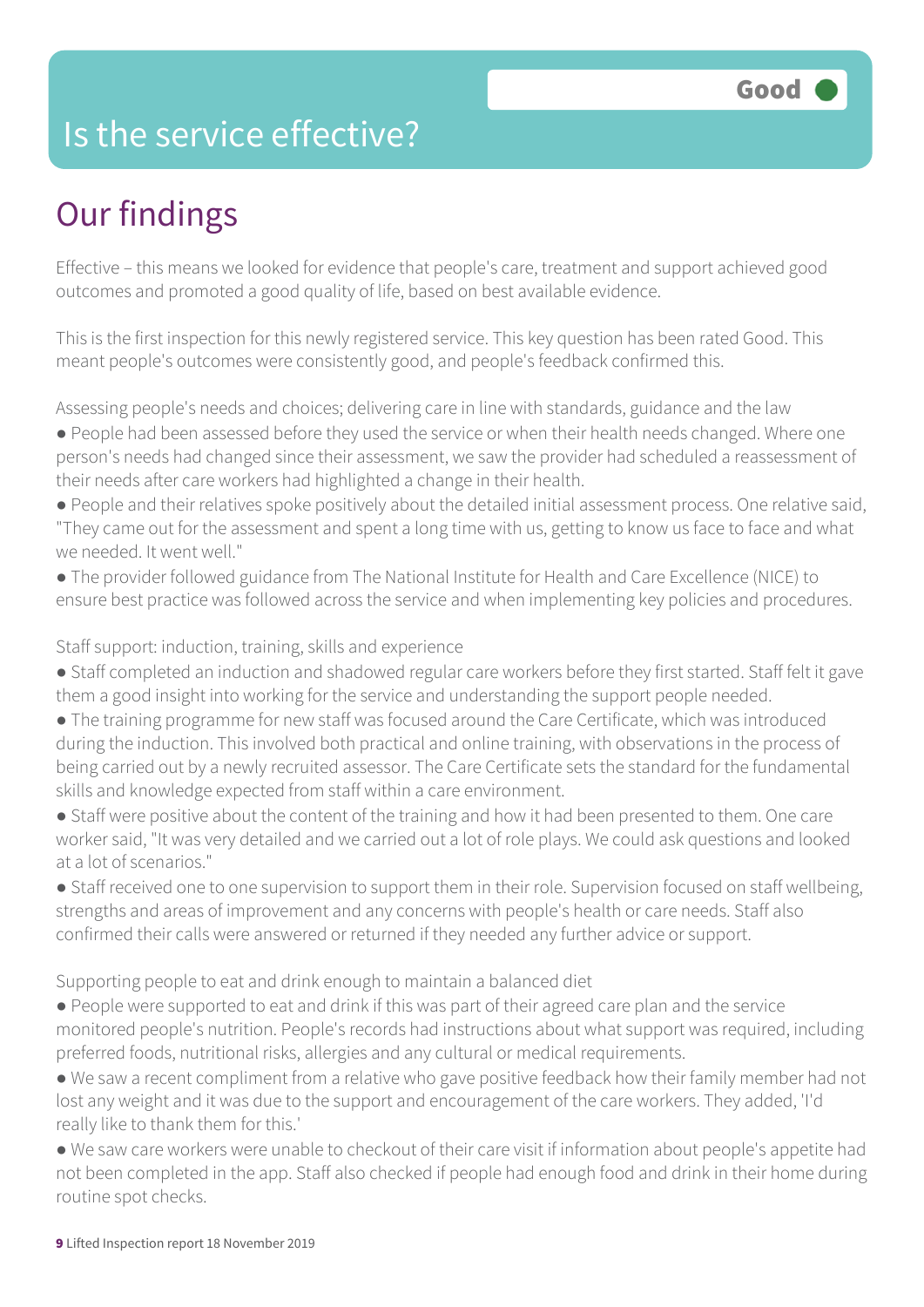# Is the service effective?

**Good**

## Our findings

Effective – this means we looked for evidence that people's care, treatment and support achieved good outcomes and promoted a good quality of life, based on best available evidence.

This is the first inspection for this newly registered service. This key question has been rated Good. This meant people's outcomes were consistently good, and people's feedback confirmed this.

Assessing people's needs and choices; delivering care in line with standards, guidance and the law

- People had been assessed before they used the service or when their health needs changed. Where one person's needs had changed since their assessment, we saw the provider had scheduled a reassessment of their needs after care workers had highlighted a change in their health.
- People and their relatives spoke positively about the detailed initial assessment process. One relative said, "They came out for the assessment and spent a long time with us, getting to know us face to face and what we needed. It went well."
- The provider followed guidance from The National Institute for Health and Care Excellence (NICE) to ensure best practice was followed across the service and when implementing key policies and procedures.

Staff support: induction, training, skills and experience

- Staff completed an induction and shadowed regular care workers before they first started. Staff felt it gave them a good insight into working for the service and understanding the support people needed.
- The training programme for new staff was focused around the Care Certificate, which was introduced during the induction. This involved both practical and online training, with observations in the process of being carried out by a newly recruited assessor. The Care Certificate sets the standard for the fundamental skills and knowledge expected from staff within a care environment.
- Staff were positive about the content of the training and how it had been presented to them. One care worker said, "It was very detailed and we carried out a lot of role plays. We could ask questions and looked at a lot of scenarios."
- Staff received one to one supervision to support them in their role. Supervision focused on staff wellbeing, strengths and areas of improvement and any concerns with people's health or care needs. Staff also confirmed their calls were answered or returned if they needed any further advice or support.

Supporting people to eat and drink enough to maintain a balanced diet

- People were supported to eat and drink if this was part of their agreed care plan and the service monitored people's nutrition. People's records had instructions about what support was required, including preferred foods, nutritional risks, allergies and any cultural or medical requirements.
- We saw a recent compliment from a relative who gave positive feedback how their family member had not lost any weight and it was due to the support and encouragement of the care workers. They added, 'I'd really like to thank them for this.'
- We saw care workers were unable to checkout of their care visit if information about people's appetite had not been completed in the app. Staff also checked if people had enough food and drink in their home during routine spot checks.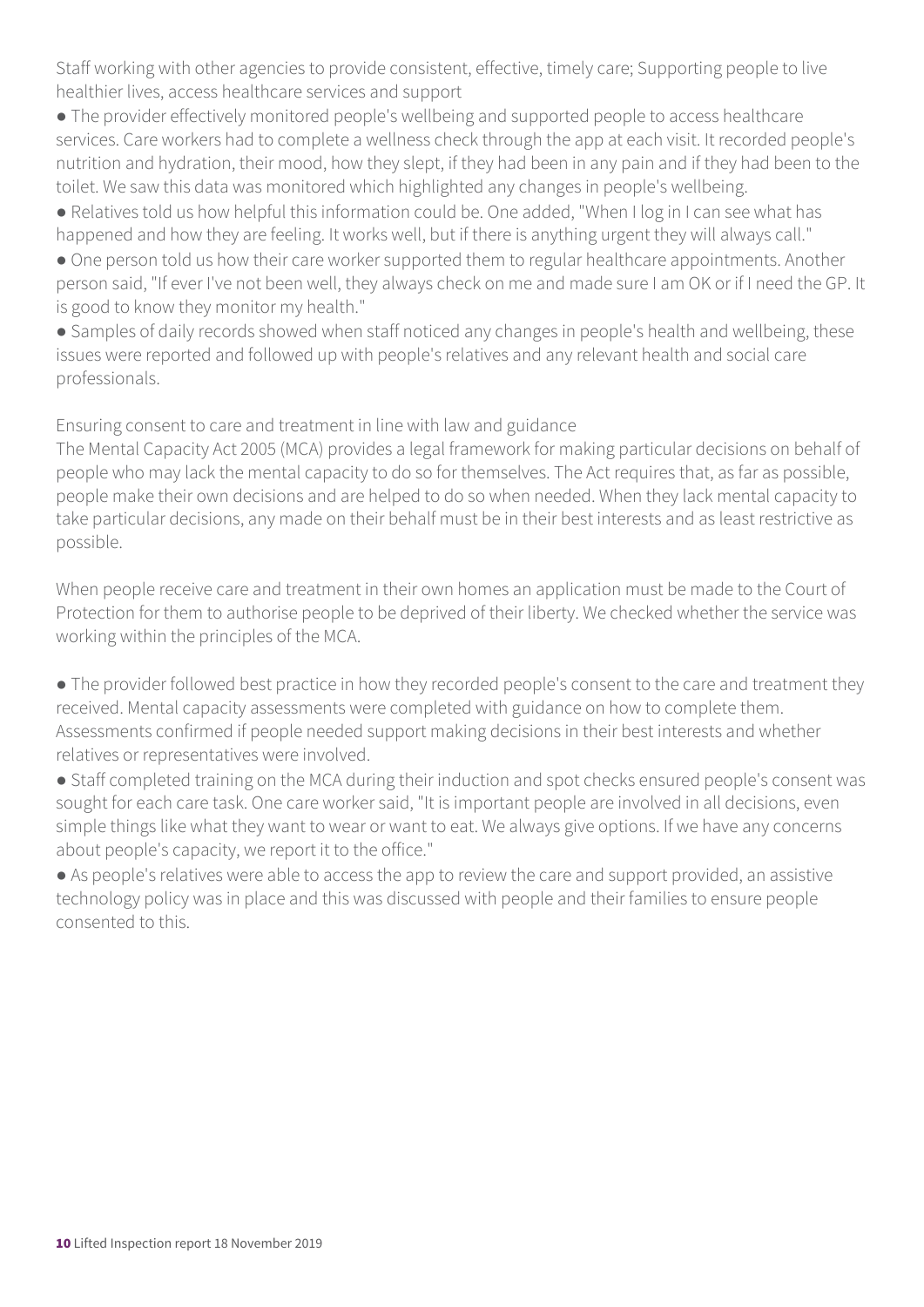Staff working with other agencies to provide consistent, effective, timely care; Supporting people to live healthier lives, access healthcare services and support

- The provider effectively monitored people's wellbeing and supported people to access healthcare services. Care workers had to complete a wellness check through the app at each visit. It recorded people's nutrition and hydration, their mood, how they slept, if they had been in any pain and if they had been to the toilet. We saw this data was monitored which highlighted any changes in people's wellbeing.
- Relatives told us how helpful this information could be. One added, "When I log in I can see what has happened and how they are feeling. It works well, but if there is anything urgent they will always call."
- One person told us how their care worker supported them to regular healthcare appointments. Another person said, "If ever I've not been well, they always check on me and made sure I am OK or if I need the GP. It is good to know they monitor my health."
- Samples of daily records showed when staff noticed any changes in people's health and wellbeing, these issues were reported and followed up with people's relatives and any relevant health and social care professionals.

Ensuring consent to care and treatment in line with law and guidance

The Mental Capacity Act 2005 (MCA) provides a legal framework for making particular decisions on behalf of people who may lack the mental capacity to do so for themselves. The Act requires that, as far as possible, people make their own decisions and are helped to do so when needed. When they lack mental capacity to take particular decisions, any made on their behalf must be in their best interests and as least restrictive as possible.

When people receive care and treatment in their own homes an application must be made to the Court of Protection for them to authorise people to be deprived of their liberty. We checked whether the service was working within the principles of the MCA.

- The provider followed best practice in how they recorded people's consent to the care and treatment they received. Mental capacity assessments were completed with guidance on how to complete them. Assessments confirmed if people needed support making decisions in their best interests and whether relatives or representatives were involved.
- Staff completed training on the MCA during their induction and spot checks ensured people's consent was sought for each care task. One care worker said, "It is important people are involved in all decisions, even simple things like what they want to wear or want to eat. We always give options. If we have any concerns about people's capacity, we report it to the office."
- As people's relatives were able to access the app to review the care and support provided, an assistive technology policy was in place and this was discussed with people and their families to ensure people consented to this.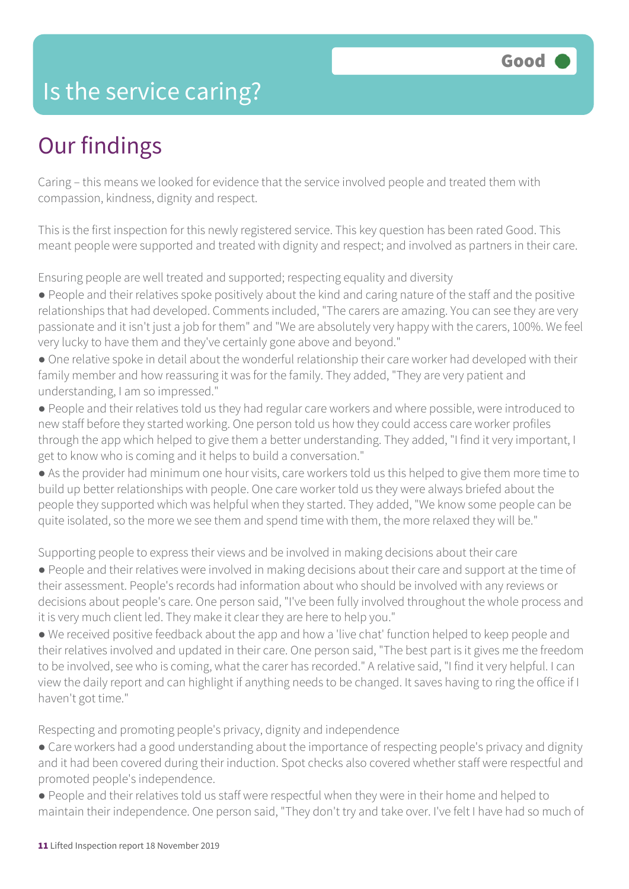# Is the service caring?

**Good**

## Our findings

Caring – this means we looked for evidence that the service involved people and treated them with compassion, kindness, dignity and respect.

This is the first inspection for this newly registered service. This key question has been rated Good. This meant people were supported and treated with dignity and respect; and involved as partners in their care.

Ensuring people are well treated and supported; respecting equality and diversity

- People and their relatives spoke positively about the kind and caring nature of the staff and the positive relationships that had developed. Comments included, "The carers are amazing. You can see they are very passionate and it isn't just a job for them" and "We are absolutely very happy with the carers, 100%. We feel very lucky to have them and they've certainly gone above and beyond."
- One relative spoke in detail about the wonderful relationship their care worker had developed with their family member and how reassuring it was for the family. They added, "They are very patient and understanding, I am so impressed."
- People and their relatives told us they had regular care workers and where possible, were introduced to new staff before they started working. One person told us how they could access care worker profiles through the app which helped to give them a better understanding. They added, "I find it very important, I get to know who is coming and it helps to build a conversation."
- As the provider had minimum one hour visits, care workers told us this helped to give them more time to build up better relationships with people. One care worker told us they were always briefed about the people they supported which was helpful when they started. They added, "We know some people can be quite isolated, so the more we see them and spend time with them, the more relaxed they will be."

Supporting people to express their views and be involved in making decisions about their care

- People and their relatives were involved in making decisions about their care and support at the time of their assessment. People's records had information about who should be involved with any reviews or decisions about people's care. One person said, "I've been fully involved throughout the whole process and it is very much client led. They make it clear they are here to help you."
- We received positive feedback about the app and how a 'live chat' function helped to keep people and their relatives involved and updated in their care. One person said, "The best part is it gives me the freedom to be involved, see who is coming, what the carer has recorded." A relative said, "I find it very helpful. I can view the daily report and can highlight if anything needs to be changed. It saves having to ring the office if I haven't got time."

Respecting and promoting people's privacy, dignity and independence

- Care workers had a good understanding about the importance of respecting people's privacy and dignity and it had been covered during their induction. Spot checks also covered whether staff were respectful and promoted people's independence.
- People and their relatives told us staff were respectful when they were in their home and helped to maintain their independence. One person said, "They don't try and take over. I've felt I have had so much of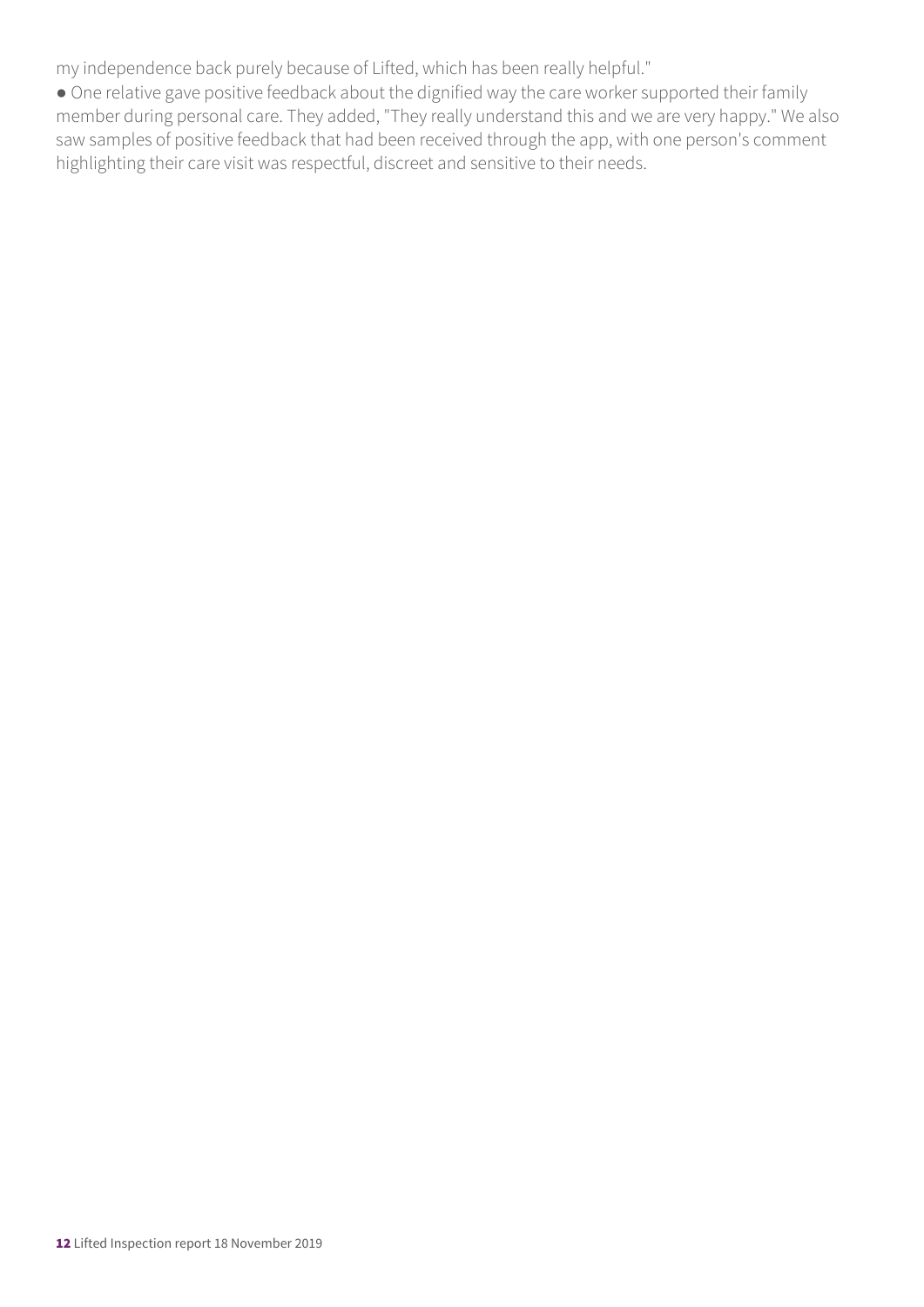my independence back purely because of Lifted, which has been really helpful."

● One relative gave positive feedback about the dignified way the care worker supported their family member during personal care. They added, "They really understand this and we are very happy." We also saw samples of positive feedback that had been received through the app, with one person's comment highlighting their care visit was respectful, discreet and sensitive to their needs.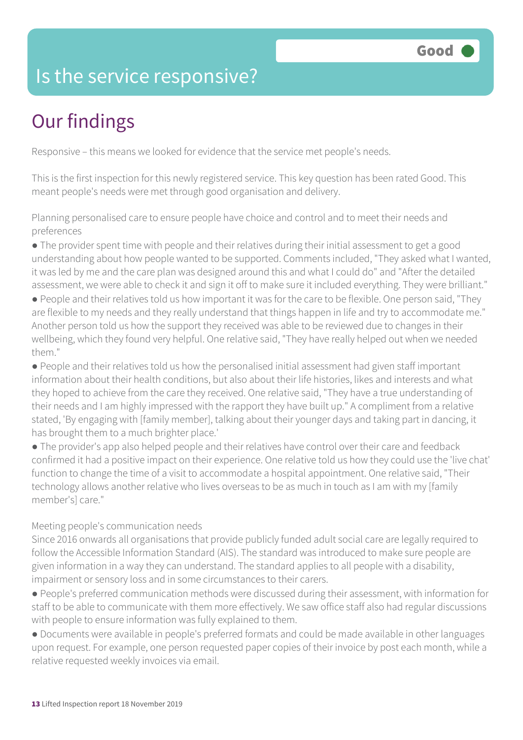# Is the service responsive?

**Good**

## Our findings

Responsive – this means we looked for evidence that the service met people's needs.

This is the first inspection for this newly registered service. This key question has been rated Good. This meant people's needs were met through good organisation and delivery.

Planning personalised care to ensure people have choice and control and to meet their needs and preferences

- The provider spent time with people and their relatives during their initial assessment to get a good understanding about how people wanted to be supported. Comments included, "They asked what I wanted, it was led by me and the care plan was designed around this and what I could do" and "After the detailed assessment, we were able to check it and sign it off to make sure it included everything. They were brilliant."
- People and their relatives told us how important it was for the care to be flexible. One person said, "They are flexible to my needs and they really understand that things happen in life and try to accommodate me." Another person told us how the support they received was able to be reviewed due to changes in their wellbeing, which they found very helpful. One relative said, "They have really helped out when we needed them."
- People and their relatives told us how the personalised initial assessment had given staff important information about their health conditions, but also about their life histories, likes and interests and what they hoped to achieve from the care they received. One relative said, "They have a true understanding of their needs and I am highly impressed with the rapport they have built up." A compliment from a relative stated, 'By engaging with [family member], talking about their younger days and taking part in dancing, it has brought them to a much brighter place.'
- The provider's app also helped people and their relatives have control over their care and feedback confirmed it had a positive impact on their experience. One relative told us how they could use the 'live chat' function to change the time of a visit to accommodate a hospital appointment. One relative said, "Their technology allows another relative who lives overseas to be as much in touch as I am with my [family member's] care."

Meeting people's communication needs

Since 2016 onwards all organisations that provide publicly funded adult social care are legally required to follow the Accessible Information Standard (AIS). The standard was introduced to make sure people are given information in a way they can understand. The standard applies to all people with a disability, impairment or sensory loss and in some circumstances to their carers.

- People's preferred communication methods were discussed during their assessment, with information for staff to be able to communicate with them more effectively. We saw office staff also had regular discussions with people to ensure information was fully explained to them.
- Documents were available in people's preferred formats and could be made available in other languages upon request. For example, one person requested paper copies of their invoice by post each month, while a relative requested weekly invoices via email.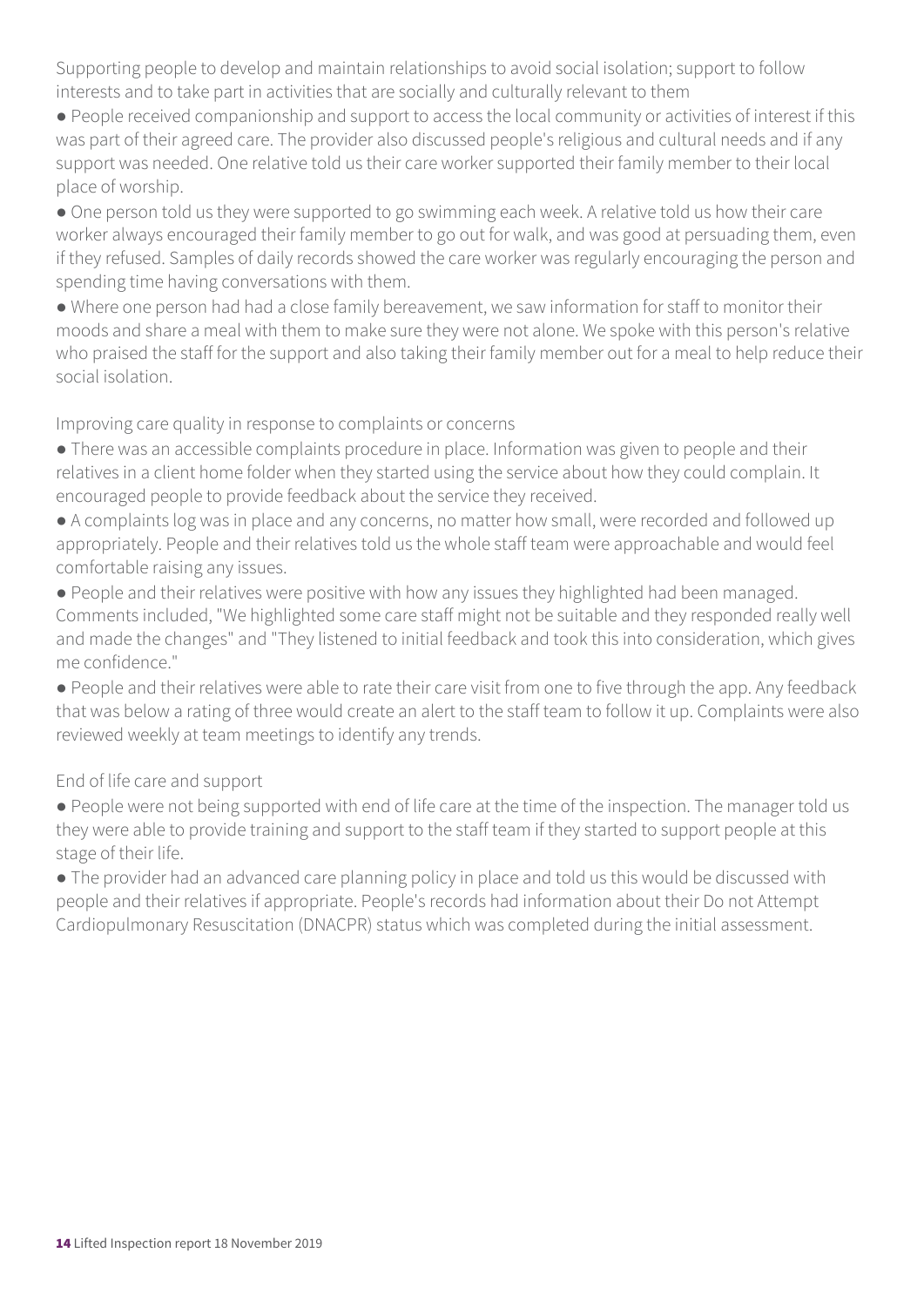### Supporting people to develop and maintain relationships to avoid social isolation; support to follow interests and to take part in activities that are socially and culturally relevant to them

- People received companionship and support to access the local community or activities of interest if this was part of their agreed care. The provider also discussed people's religious and cultural needs and if any support was needed. One relative told us their care worker supported their family member to their local place of worship.
- One person told us they were supported to go swimming each week. A relative told us how their care worker always encouraged their family member to go out for walk, and was good at persuading them, even if they refused. Samples of daily records showed the care worker was regularly encouraging the person and spending time having conversations with them.
- Where one person had had a close family bereavement, we saw information for staff to monitor their moods and share a meal with them to make sure they were not alone. We spoke with this person's relative who praised the staff for the support and also taking their family member out for a meal to help reduce their social isolation.

### Improving care quality in response to complaints or concerns

- There was an accessible complaints procedure in place. Information was given to people and their relatives in a client home folder when they started using the service about how they could complain. It encouraged people to provide feedback about the service they received.
- A complaints log was in place and any concerns, no matter how small, were recorded and followed up appropriately. People and their relatives told us the whole staff team were approachable and would feel comfortable raising any issues.
- People and their relatives were positive with how any issues they highlighted had been managed. Comments included, "We highlighted some care staff might not be suitable and they responded really well and made the changes" and "They listened to initial feedback and took this into consideration, which gives me confidence."
- People and their relatives were able to rate their care visit from one to five through the app. Any feedback that was below a rating of three would create an alert to the staff team to follow it up. Complaints were also reviewed weekly at team meetings to identify any trends.

### End of life care and support

- People were not being supported with end of life care at the time of the inspection. The manager told us they were able to provide training and support to the staff team if they started to support people at this stage of their life.
- The provider had an advanced care planning policy in place and told us this would be discussed with people and their relatives if appropriate. People's records had information about their Do not Attempt Cardiopulmonary Resuscitation (DNACPR) status which was completed during the initial assessment.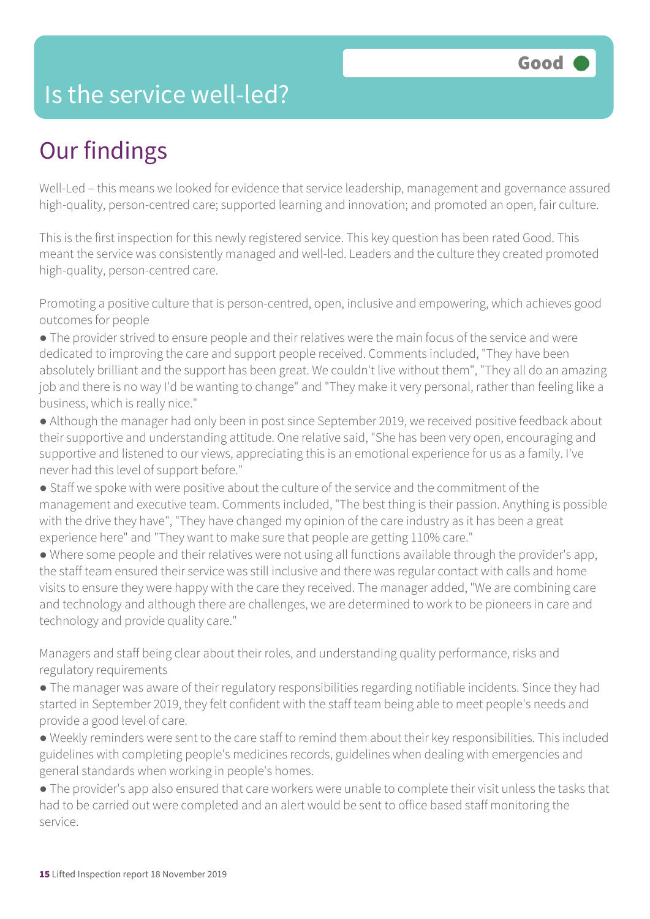Good

# Is the service well-led?

## Our findings

Well-Led – this means we looked for evidence that service leadership, management and governance assured high-quality, person-centred care; supported learning and innovation; and promoted an open, fair culture.

This is the first inspection for this newly registered service. This key question has been rated Good. This meant the service was consistently managed and well-led. Leaders and the culture they created promoted high-quality, person-centred care.

Promoting a positive culture that is person-centred, open, inclusive and empowering, which achieves good outcomes for people

- The provider strived to ensure people and their relatives were the main focus of the service and were dedicated to improving the care and support people received. Comments included, "They have been absolutely brilliant and the support has been great. We couldn't live without them", "They all do an amazing job and there is no way I'd be wanting to change" and "They make it very personal, rather than feeling like a business, which is really nice."
- Although the manager had only been in post since September 2019, we received positive feedback about their supportive and understanding attitude. One relative said, "She has been very open, encouraging and supportive and listened to our views, appreciating this is an emotional experience for us as a family. I've never had this level of support before."
- Staff we spoke with were positive about the culture of the service and the commitment of the management and executive team. Comments included, "The best thing is their passion. Anything is possible with the drive they have", "They have changed my opinion of the care industry as it has been a great experience here" and "They want to make sure that people are getting 110% care."
- Where some people and their relatives were not using all functions available through the provider's app, the staff team ensured their service was still inclusive and there was regular contact with calls and home visits to ensure they were happy with the care they received. The manager added, "We are combining care and technology and although there are challenges, we are determined to work to be pioneers in care and technology and provide quality care."

Managers and staff being clear about their roles, and understanding quality performance, risks and regulatory requirements

- The manager was aware of their regulatory responsibilities regarding notifiable incidents. Since they had started in September 2019, they felt confident with the staff team being able to meet people's needs and provide a good level of care.
- Weekly reminders were sent to the care staff to remind them about their key responsibilities. This included guidelines with completing people's medicines records, guidelines when dealing with emergencies and general standards when working in people's homes.
- The provider's app also ensured that care workers were unable to complete their visit unless the tasks that had to be carried out were completed and an alert would be sent to office based staff monitoring the service.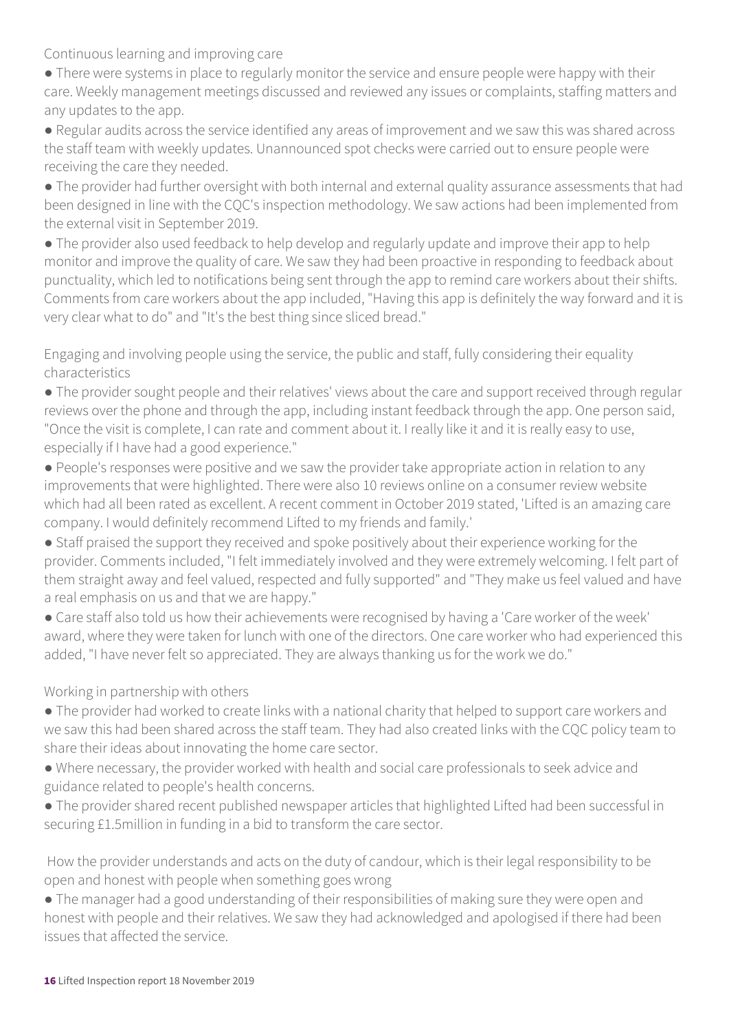### Continuous learning and improving care

- There were systems in place to regularly monitor the service and ensure people were happy with their care. Weekly management meetings discussed and reviewed any issues or complaints, staffing matters and any updates to the app.
- Regular audits across the service identified any areas of improvement and we saw this was shared across the staff team with weekly updates. Unannounced spot checks were carried out to ensure people were receiving the care they needed.
- The provider had further oversight with both internal and external quality assurance assessments that had been designed in line with the CQC's inspection methodology. We saw actions had been implemented from the external visit in September 2019.
- The provider also used feedback to help develop and regularly update and improve their app to help monitor and improve the quality of care. We saw they had been proactive in responding to feedback about punctuality, which led to notifications being sent through the app to remind care workers about their shifts. Comments from care workers about the app included, "Having this app is definitely the way forward and it is very clear what to do" and "It's the best thing since sliced bread."

### Engaging and involving people using the service, the public and staff, fully considering their equality characteristics

- The provider sought people and their relatives' views about the care and support received through regular reviews over the phone and through the app, including instant feedback through the app. One person said, "Once the visit is complete, I can rate and comment about it. I really like it and it is really easy to use, especially if I have had a good experience."
- People's responses were positive and we saw the provider take appropriate action in relation to any improvements that were highlighted. There were also 10 reviews online on a consumer review website which had all been rated as excellent. A recent comment in October 2019 stated, 'Lifted is an amazing care company. I would definitely recommend Lifted to my friends and family.'
- Staff praised the support they received and spoke positively about their experience working for the provider. Comments included, "I felt immediately involved and they were extremely welcoming. I felt part of them straight away and feel valued, respected and fully supported" and "They make us feel valued and have a real emphasis on us and that we are happy."
- Care staff also told us how their achievements were recognised by having a 'Care worker of the week' award, where they were taken for lunch with one of the directors. One care worker who had experienced this added, "I have never felt so appreciated. They are always thanking us for the work we do."

### Working in partnership with others

- The provider had worked to create links with a national charity that helped to support care workers and we saw this had been shared across the staff team. They had also created links with the CQC policy team to share their ideas about innovating the home care sector.
- Where necessary, the provider worked with health and social care professionals to seek advice and guidance related to people's health concerns.
- The provider shared recent published newspaper articles that highlighted Lifted had been successful in securing £1.5million in funding in a bid to transform the care sector.

### How the provider understands and acts on the duty of candour, which is their legal responsibility to be open and honest with people when something goes wrong

- The manager had a good understanding of their responsibilities of making sure they were open and honest with people and their relatives. We saw they had acknowledged and apologised if there had been issues that affected the service.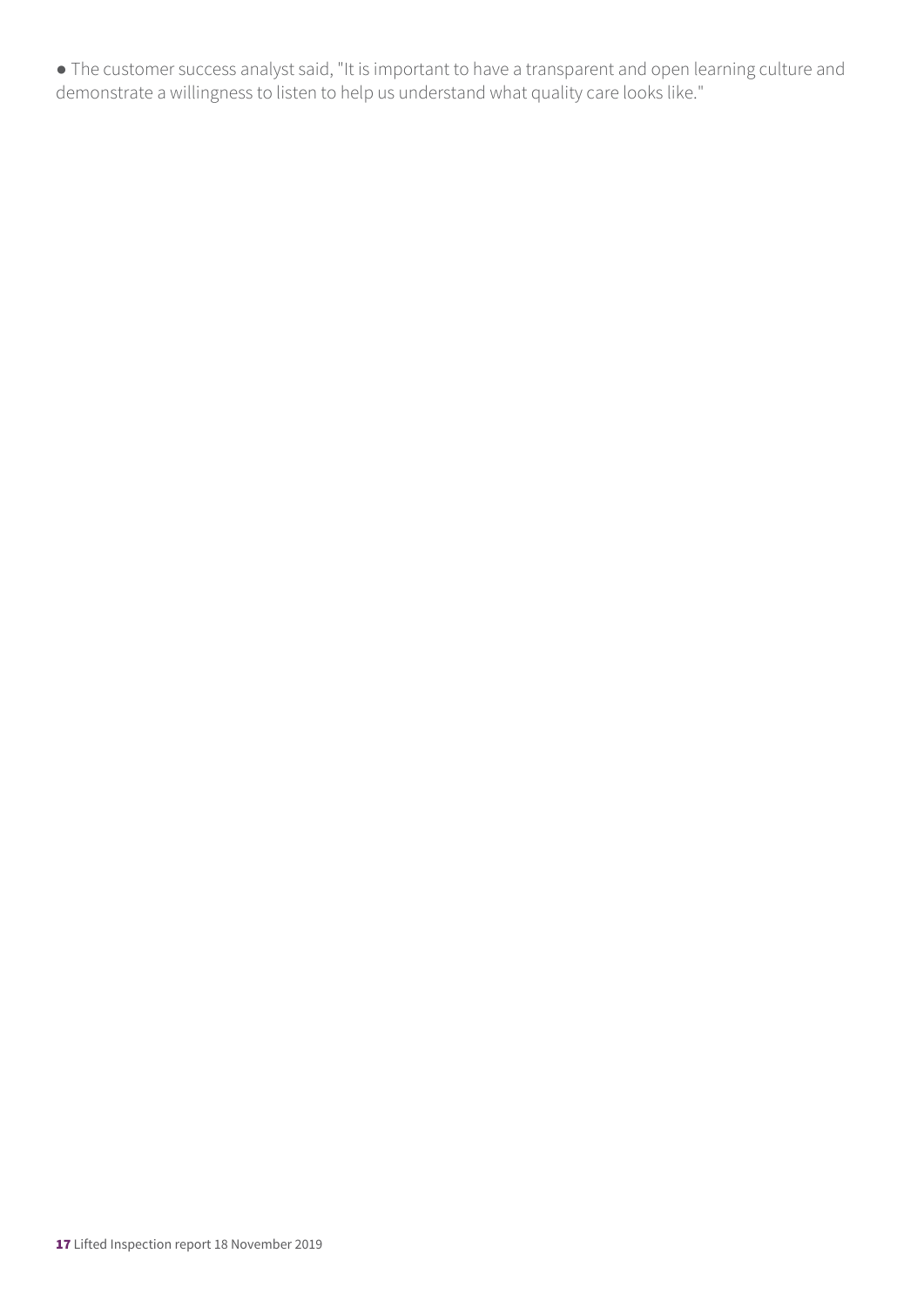- The customer success analyst said, "It is important to have a transparent and open learning culture and demonstrate a willingness to listen to help us understand what quality care looks like."